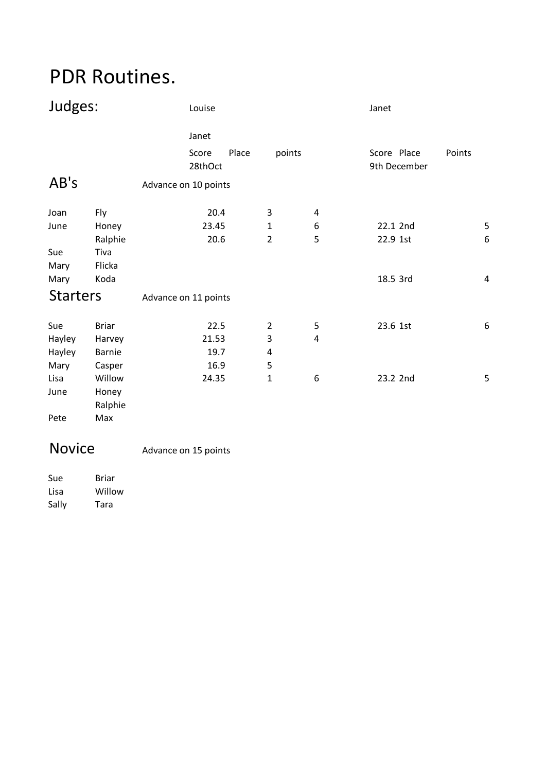# PDR Routines.

## Judges:

| | | Louise | | | Janet | | |
|---|---|---|---|---|---|---|---|
| | | Janet | | | | | |
| | | Score 28thOct | Place | points | Score 9th December | Place | Points |

## AB's

Advance on 10 points

| | | Score | Place | points | Score | Place | Points |
|---|---|---|---|---|---|---|---|
| Joan | Fly | 20.4 | 3 | 4 | | | |
| June | Honey | 23.45 | 1 | 6 | 22.1 | 2nd | 5 |
| | Ralphie | 20.6 | 2 | 5 | 22.9 | 1st | 6 |
| Sue | Tiva | | | | | | |
| Mary | Flicka | | | | | | |
| Mary | Koda | | | | 18.5 | 3rd | 4 |

## Starters

Advance on 11 points

| | | Score | Place | points | Score | Place | Points |
|---|---|---|---|---|---|---|---|
| Sue | Briar | 22.5 | 2 | 5 | 23.6 | 1st | 6 |
| Hayley | Harvey | 21.53 | 3 | 4 | | | |
| Hayley | Barnie | 19.7 | 4 | | | | |
| Mary | Casper | 16.9 | 5 | | | | |
| Lisa | Willow | 24.35 | 1 | 6 | 23.2 | 2nd | 5 |
| June | Honey | | | | | | |
| | Ralphie | | | | | | |
| Pete | Max | | | | | | |

## Novice

Advance on 15 points

| | |
|---|---|
| Sue | Briar |
| Lisa | Willow |
| Sally | Tara |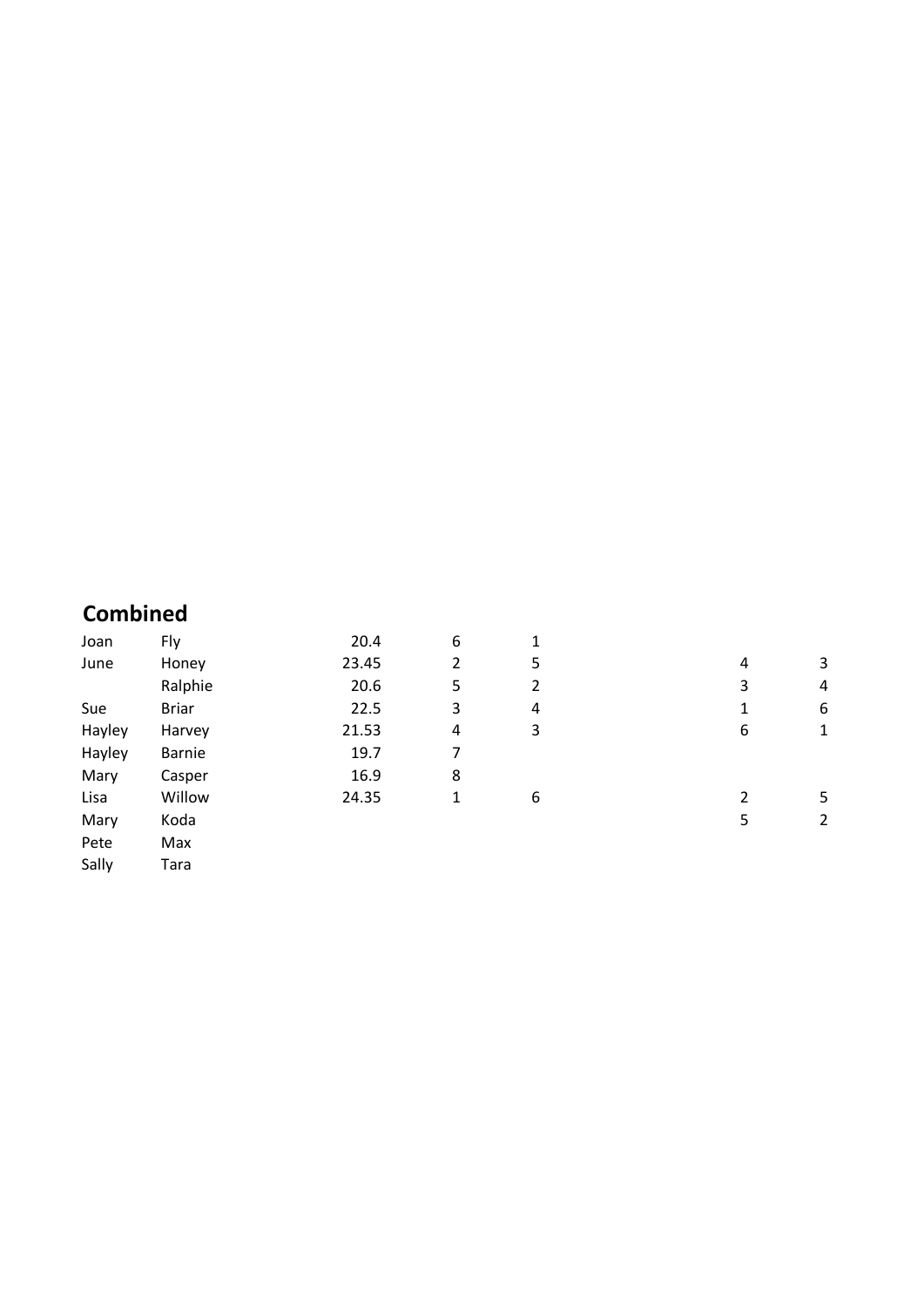## Combined

| | | | | | | |
|---|---|---|---|---|---|---|
| Joan | Fly | 20.4 | 6 | 1 | | |
| June | Honey | 23.45 | 2 | 5 | 4 | 3 |
| | Ralphie | 20.6 | 5 | 2 | 3 | 4 |
| Sue | Briar | 22.5 | 3 | 4 | 1 | 6 |
| Hayley | Harvey | 21.53 | 4 | 3 | 6 | 1 |
| Hayley | Barnie | 19.7 | 7 | | | |
| Mary | Casper | 16.9 | 8 | | | |
| Lisa | Willow | 24.35 | 1 | 6 | 2 | 5 |
| Mary | Koda | | | | 5 | 2 |
| Pete | Max | | | | | |
| Sally | Tara | | | | | |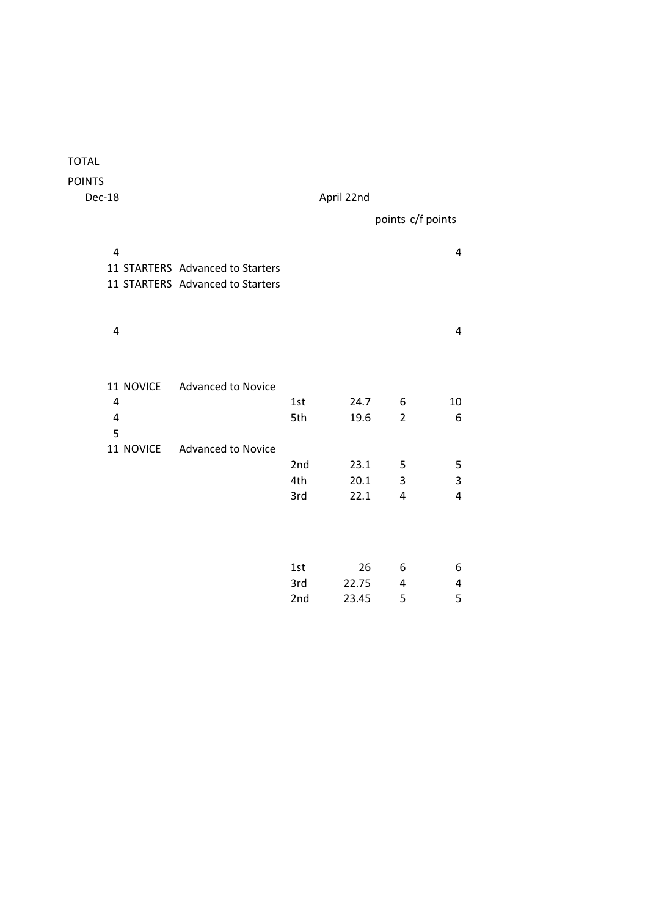| TOTAL POINTS Dec-18 | | | | April 22nd | | |
|---|---|---|---|---|---|---|
| | | | | | points | c/f points |
| 4 | | | | | | 4 |
| 11 | STARTERS | Advanced to Starters | | | | |
| 11 | STARTERS | Advanced to Starters | | | | |
| 4 | | | | | | 4 |
| 11 | NOVICE | Advanced to Novice | | | | |
| 4 | | | 1st | 24.7 | 6 | 10 |
| 4 | | | 5th | 19.6 | 2 | 6 |
| 5 | | | | | | |
| 11 | NOVICE | Advanced to Novice | | | | |
| | | | 2nd | 23.1 | 5 | 5 |
| | | | 4th | 20.1 | 3 | 3 |
| | | | 3rd | 22.1 | 4 | 4 |
| | | | 1st | 26 | 6 | 6 |
| | | | 3rd | 22.75 | 4 | 4 |
| | | | 2nd | 23.45 | 5 | 5 |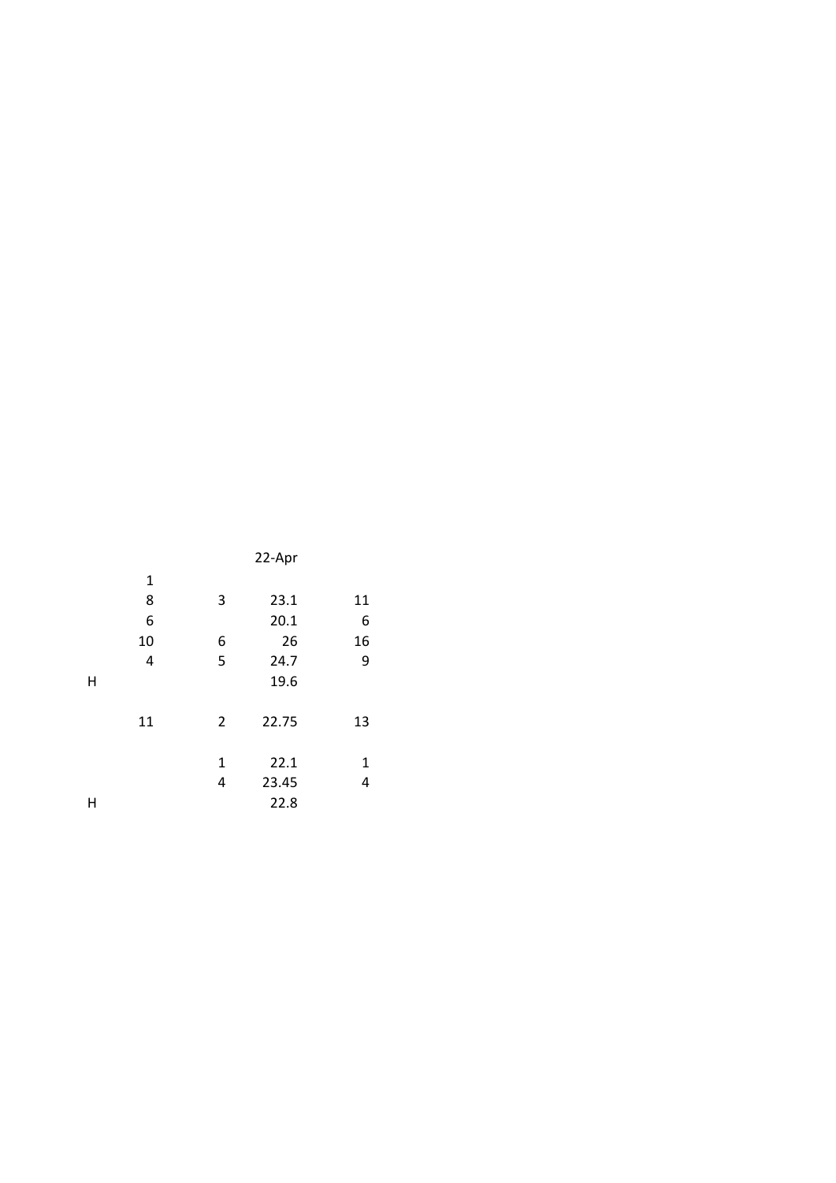| | | | | |
|---|---|---|---|---|
| | | | 22-Apr | |
| | 1 | | | |
| | 8 | 3 | 23.1 | 11 |
| | 6 | | 20.1 | 6 |
| | 10 | 6 | 26 | 16 |
| | 4 | 5 | 24.7 | 9 |
| H | | | 19.6 | |
| | | | | |
| | 11 | 2 | 22.75 | 13 |
| | | | | |
| | | 1 | 22.1 | 1 |
| | | 4 | 23.45 | 4 |
| H | | | 22.8 | |